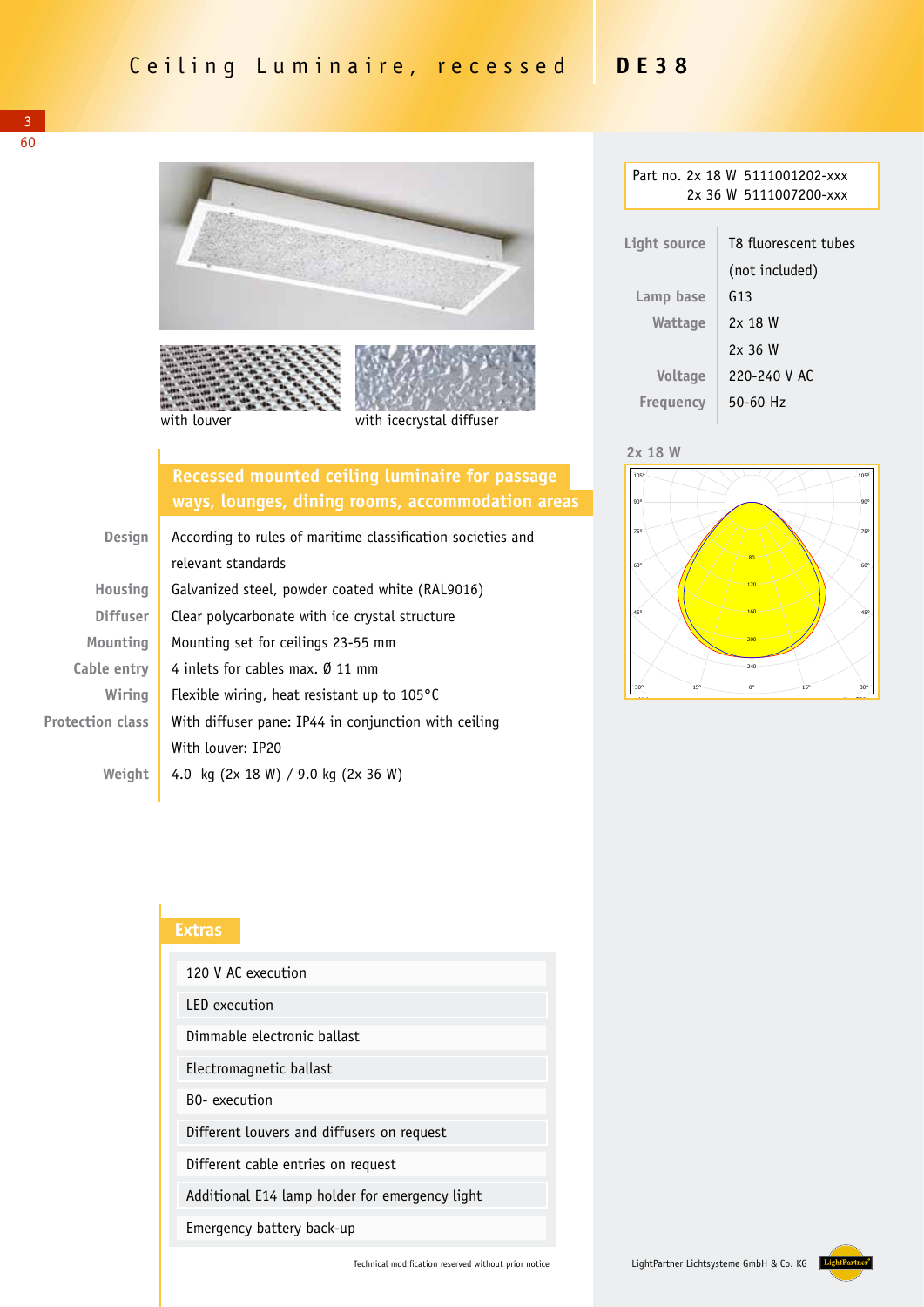# Ceiling Luminaire, recessed DE38

with louver

with icecrystal diffuser

Part no. 2x 18 W 5111001202-xxx
2x 36 W 5111007200-xxx

| | |
|---|---|
| Light source | T8 fluorescent tubes (not included) |
| Lamp base | G13 |
| Wattage | 2x 18 W<br>2x 36 W |
| Voltage | 220-240 V AC |
| Frequency | 50-60 Hz |

2x 18 W

## Recessed mounted ceiling luminaire for passage ways, lounges, dining rooms, accommodation areas

| | |
|---|---|
| Design | According to rules of maritime classification societies and relevant standards |
| Housing | Galvanized steel, powder coated white (RAL9016) |
| Diffuser | Clear polycarbonate with ice crystal structure |
| Mounting | Mounting set for ceilings 23-55 mm |
| Cable entry | 4 inlets for cables max. Ø 11 mm |
| Wiring | Flexible wiring, heat resistant up to 105°C |
| Protection class | With diffuser pane: IP44 in conjunction with ceiling<br>With louver: IP20 |
| Weight | 4.0 kg (2x 18 W) / 9.0 kg (2x 36 W) |

## Extras

- 120 V AC execution
- LED execution
- Dimmable electronic ballast
- Electromagnetic ballast
- B0- execution
- Different louvers and diffusers on request
- Different cable entries on request
- Additional E14 lamp holder for emergency light
- Emergency battery back-up

Technical modification reserved without prior notice

LightPartner Lichtsysteme GmbH & Co. KG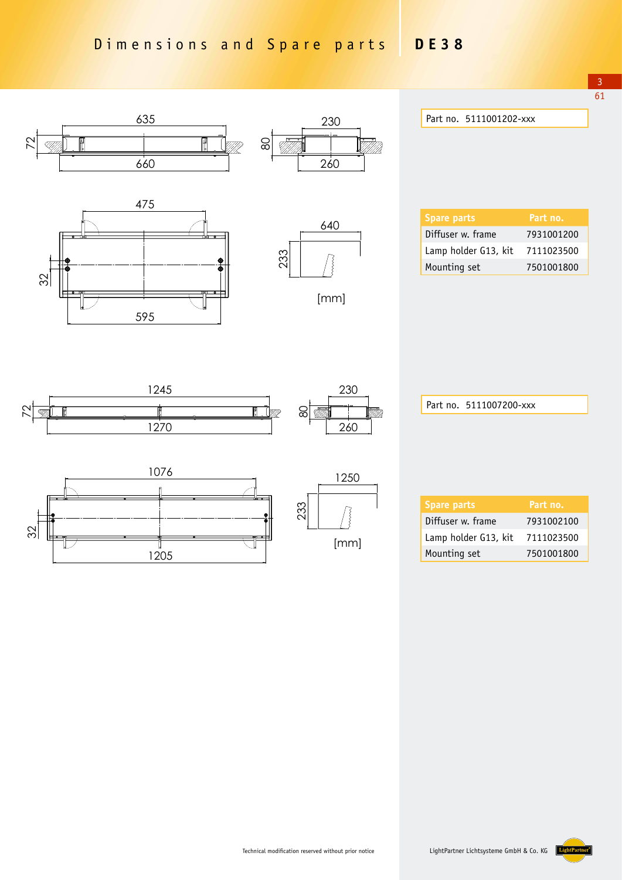# Dimensions and Spare parts DE38

635

72

660

80

230

260

475

32

595

640

233

[mm]

Part no. 5111001202-xxx

| Spare parts | Part no. |
|---|---|
| Diffuser w. frame | 7931001200 |
| Lamp holder G13, kit | 7111023500 |
| Mounting set | 7501001800 |

1245

72

1270

80

230

260

1076

32

1205

1250

233

[mm]

Part no. 5111007200-xxx

| Spare parts | Part no. |
|---|---|
| Diffuser w. frame | 7931002100 |
| Lamp holder G13, kit | 7111023500 |
| Mounting set | 7501001800 |

Technical modification reserved without prior notice

LightPartner Lichtsysteme GmbH & Co. KG